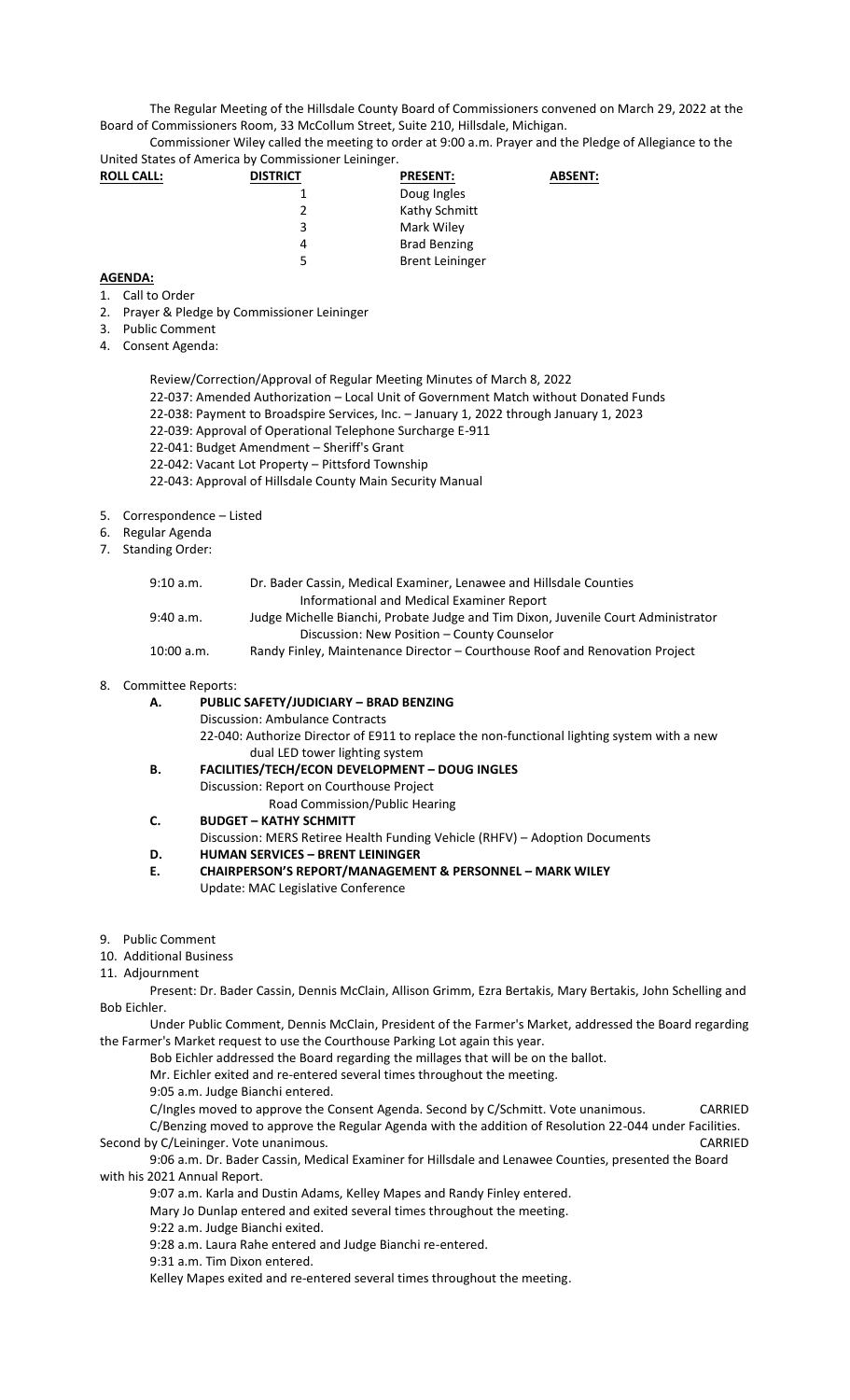The Regular Meeting of the Hillsdale County Board of Commissioners convened on March 29, 2022 at the Board of Commissioners Room, 33 McCollum Street, Suite 210, Hillsdale, Michigan.

Commissioner Wiley called the meeting to order at 9:00 a.m. Prayer and the Pledge of Allegiance to the United States of America by Commissioner Leininger.

| **ROLL CALL:** | **DISTRICT** | **PRESENT:** | **ABSENT:** |
|---|---|---|---|
| | 1 | Doug Ingles | |
| | 2 | Kathy Schmitt | |
| | 3 | Mark Wiley | |
| | 4 | Brad Benzing | |
| | 5 | Brent Leininger | |

**AGENDA:**

1. Call to Order
2. Prayer & Pledge by Commissioner Leininger
3. Public Comment
4. Consent Agenda:

   Review/Correction/Approval of Regular Meeting Minutes of March 8, 2022
   22-037: Amended Authorization – Local Unit of Government Match without Donated Funds
   22-038: Payment to Broadspire Services, Inc. – January 1, 2022 through January 1, 2023
   22-039: Approval of Operational Telephone Surcharge E-911
   22-041: Budget Amendment – Sheriff's Grant
   22-042: Vacant Lot Property – Pittsford Township
   22-043: Approval of Hillsdale County Main Security Manual

5. Correspondence – Listed
6. Regular Agenda
7. Standing Order:

| | |
|---|---|
| 9:10 a.m. | Dr. Bader Cassin, Medical Examiner, Lenawee and Hillsdale Counties<br>Informational and Medical Examiner Report |
| 9:40 a.m. | Judge Michelle Bianchi, Probate Judge and Tim Dixon, Juvenile Court Administrator<br>Discussion: New Position – County Counselor |
| 10:00 a.m. | Randy Finley, Maintenance Director – Courthouse Roof and Renovation Project |

8. Committee Reports:
   - **A. PUBLIC SAFETY/JUDICIARY – BRAD BENZING**
     Discussion: Ambulance Contracts
     22-040: Authorize Director of E911 to replace the non-functional lighting system with a new dual LED tower lighting system
   - **B. FACILITIES/TECH/ECON DEVELOPMENT – DOUG INGLES**
     Discussion: Report on Courthouse Project
     Road Commission/Public Hearing
   - **C. BUDGET – KATHY SCHMITT**
     Discussion: MERS Retiree Health Funding Vehicle (RHFV) – Adoption Documents
   - **D. HUMAN SERVICES – BRENT LEININGER**
   - **E. CHAIRPERSON'S REPORT/MANAGEMENT & PERSONNEL – MARK WILEY**
     Update: MAC Legislative Conference

9. Public Comment
10. Additional Business
11. Adjournment

Present: Dr. Bader Cassin, Dennis McClain, Allison Grimm, Ezra Bertakis, Mary Bertakis, John Schelling and Bob Eichler.

Under Public Comment, Dennis McClain, President of the Farmer's Market, addressed the Board regarding the Farmer's Market request to use the Courthouse Parking Lot again this year.

Bob Eichler addressed the Board regarding the millages that will be on the ballot.

Mr. Eichler exited and re-entered several times throughout the meeting.

9:05 a.m. Judge Bianchi entered.

C/Ingles moved to approve the Consent Agenda. Second by C/Schmitt. Vote unanimous. CARRIED

C/Benzing moved to approve the Regular Agenda with the addition of Resolution 22-044 under Facilities. Second by C/Leininger. Vote unanimous. CARRIED

9:06 a.m. Dr. Bader Cassin, Medical Examiner for Hillsdale and Lenawee Counties, presented the Board with his 2021 Annual Report.

9:07 a.m. Karla and Dustin Adams, Kelley Mapes and Randy Finley entered.

Mary Jo Dunlap entered and exited several times throughout the meeting.

9:22 a.m. Judge Bianchi exited.

9:28 a.m. Laura Rahe entered and Judge Bianchi re-entered.

9:31 a.m. Tim Dixon entered.

Kelley Mapes exited and re-entered several times throughout the meeting.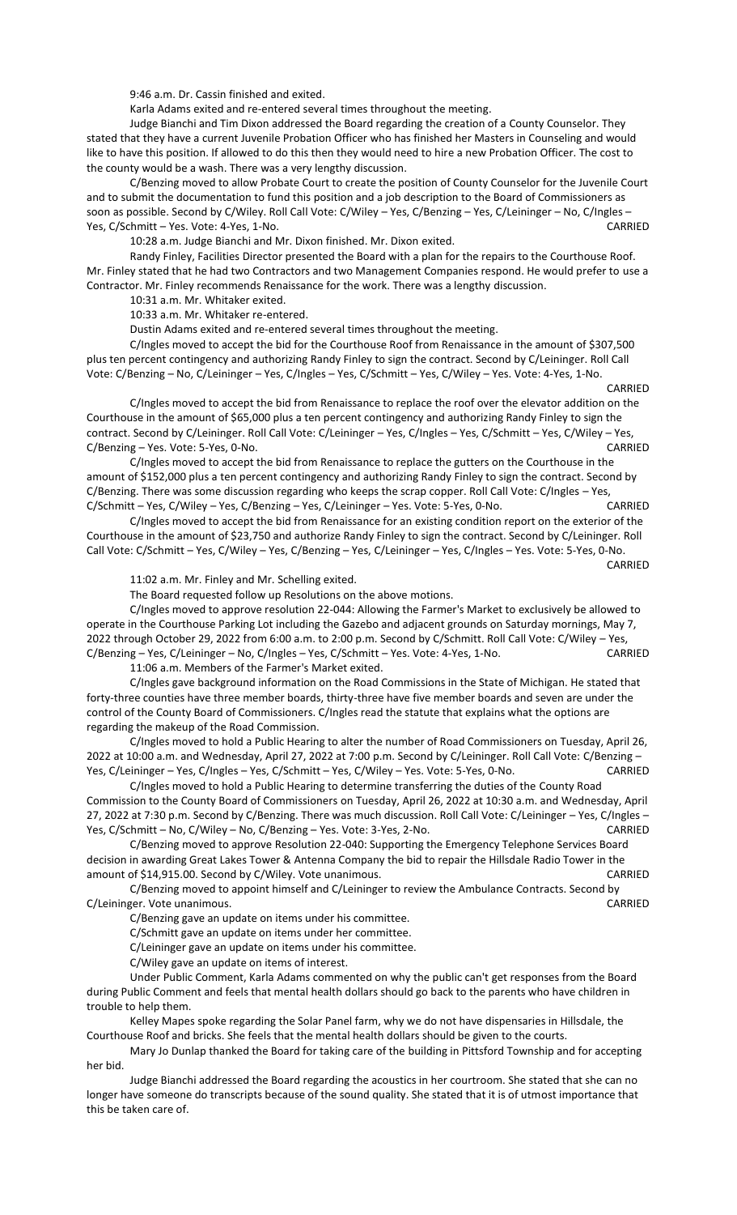9:46 a.m. Dr. Cassin finished and exited.

Karla Adams exited and re-entered several times throughout the meeting.

Judge Bianchi and Tim Dixon addressed the Board regarding the creation of a County Counselor. They stated that they have a current Juvenile Probation Officer who has finished her Masters in Counseling and would like to have this position. If allowed to do this then they would need to hire a new Probation Officer. The cost to the county would be a wash. There was a very lengthy discussion.

C/Benzing moved to allow Probate Court to create the position of County Counselor for the Juvenile Court and to submit the documentation to fund this position and a job description to the Board of Commissioners as soon as possible. Second by C/Wiley. Roll Call Vote: C/Wiley – Yes, C/Benzing – Yes, C/Leininger – No, C/Ingles – Yes, C/Schmitt – Yes. Vote: 4-Yes, 1-No. CARRIED

10:28 a.m. Judge Bianchi and Mr. Dixon finished. Mr. Dixon exited.

Randy Finley, Facilities Director presented the Board with a plan for the repairs to the Courthouse Roof. Mr. Finley stated that he had two Contractors and two Management Companies respond. He would prefer to use a Contractor. Mr. Finley recommends Renaissance for the work. There was a lengthy discussion.

10:31 a.m. Mr. Whitaker exited.

10:33 a.m. Mr. Whitaker re-entered.

Dustin Adams exited and re-entered several times throughout the meeting.

C/Ingles moved to accept the bid for the Courthouse Roof from Renaissance in the amount of $307,500 plus ten percent contingency and authorizing Randy Finley to sign the contract. Second by C/Leininger. Roll Call Vote: C/Benzing – No, C/Leininger – Yes, C/Ingles – Yes, C/Schmitt – Yes, C/Wiley – Yes. Vote: 4-Yes, 1-No. CARRIED

C/Ingles moved to accept the bid from Renaissance to replace the roof over the elevator addition on the Courthouse in the amount of $65,000 plus a ten percent contingency and authorizing Randy Finley to sign the contract. Second by C/Leininger. Roll Call Vote: C/Leininger – Yes, C/Ingles – Yes, C/Schmitt – Yes, C/Wiley – Yes, C/Benzing – Yes. Vote: 5-Yes, 0-No. CARRIED

C/Ingles moved to accept the bid from Renaissance to replace the gutters on the Courthouse in the amount of $152,000 plus a ten percent contingency and authorizing Randy Finley to sign the contract. Second by C/Benzing. There was some discussion regarding who keeps the scrap copper. Roll Call Vote: C/Ingles – Yes, C/Schmitt – Yes, C/Wiley – Yes, C/Benzing – Yes, C/Leininger – Yes. Vote: 5-Yes, 0-No. CARRIED

C/Ingles moved to accept the bid from Renaissance for an existing condition report on the exterior of the Courthouse in the amount of $23,750 and authorize Randy Finley to sign the contract. Second by C/Leininger. Roll Call Vote: C/Schmitt – Yes, C/Wiley – Yes, C/Benzing – Yes, C/Leininger – Yes, C/Ingles – Yes. Vote: 5-Yes, 0-No. CARRIED

11:02 a.m. Mr. Finley and Mr. Schelling exited.

The Board requested follow up Resolutions on the above motions.

C/Ingles moved to approve resolution 22-044: Allowing the Farmer's Market to exclusively be allowed to operate in the Courthouse Parking Lot including the Gazebo and adjacent grounds on Saturday mornings, May 7, 2022 through October 29, 2022 from 6:00 a.m. to 2:00 p.m. Second by C/Schmitt. Roll Call Vote: C/Wiley – Yes, C/Benzing – Yes, C/Leininger – No, C/Ingles – Yes, C/Schmitt – Yes. Vote: 4-Yes, 1-No. CARRIED

11:06 a.m. Members of the Farmer's Market exited.

C/Ingles gave background information on the Road Commissions in the State of Michigan. He stated that forty-three counties have three member boards, thirty-three have five member boards and seven are under the control of the County Board of Commissioners. C/Ingles read the statute that explains what the options are regarding the makeup of the Road Commission.

C/Ingles moved to hold a Public Hearing to alter the number of Road Commissioners on Tuesday, April 26, 2022 at 10:00 a.m. and Wednesday, April 27, 2022 at 7:00 p.m. Second by C/Leininger. Roll Call Vote: C/Benzing – Yes, C/Leininger – Yes, C/Ingles – Yes, C/Schmitt – Yes, C/Wiley – Yes. Vote: 5-Yes, 0-No. CARRIED

C/Ingles moved to hold a Public Hearing to determine transferring the duties of the County Road Commission to the County Board of Commissioners on Tuesday, April 26, 2022 at 10:30 a.m. and Wednesday, April 27, 2022 at 7:30 p.m. Second by C/Benzing. There was much discussion. Roll Call Vote: C/Leininger – Yes, C/Ingles – Yes, C/Schmitt – No, C/Wiley – No, C/Benzing – Yes. Vote: 3-Yes, 2-No. CARRIED

C/Benzing moved to approve Resolution 22-040: Supporting the Emergency Telephone Services Board decision in awarding Great Lakes Tower & Antenna Company the bid to repair the Hillsdale Radio Tower in the amount of $14,915.00. Second by C/Wiley. Vote unanimous. CARRIED

C/Benzing moved to appoint himself and C/Leininger to review the Ambulance Contracts. Second by C/Leininger. Vote unanimous. CARRIED

C/Benzing gave an update on items under his committee.

C/Schmitt gave an update on items under her committee.

C/Leininger gave an update on items under his committee.

C/Wiley gave an update on items of interest.

Under Public Comment, Karla Adams commented on why the public can't get responses from the Board during Public Comment and feels that mental health dollars should go back to the parents who have children in trouble to help them.

Kelley Mapes spoke regarding the Solar Panel farm, why we do not have dispensaries in Hillsdale, the Courthouse Roof and bricks. She feels that the mental health dollars should be given to the courts.

Mary Jo Dunlap thanked the Board for taking care of the building in Pittsford Township and for accepting her bid.

Judge Bianchi addressed the Board regarding the acoustics in her courtroom. She stated that she can no longer have someone do transcripts because of the sound quality. She stated that it is of utmost importance that this be taken care of.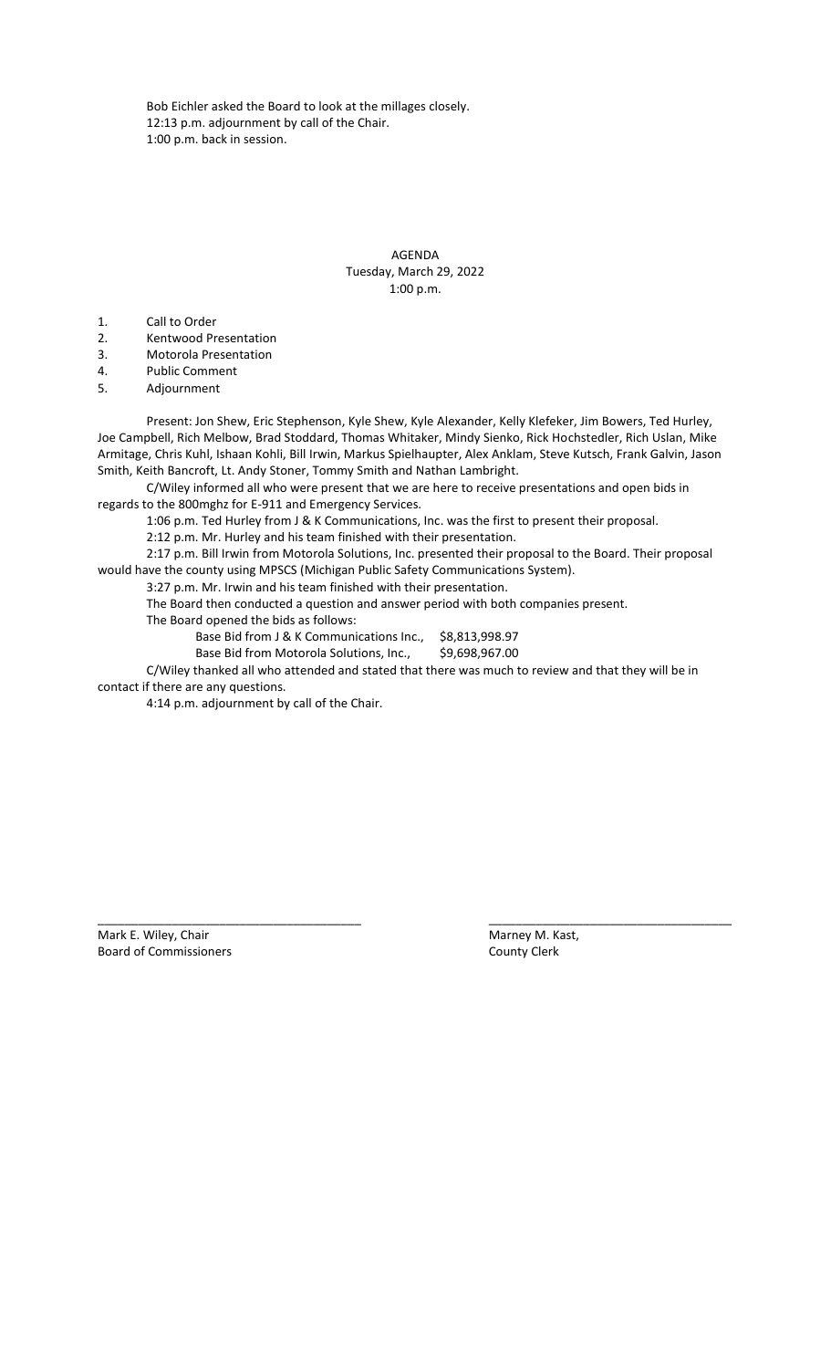Bob Eichler asked the Board to look at the millages closely.
12:13 p.m. adjournment by call of the Chair.
1:00 p.m. back in session.

AGENDA
Tuesday, March 29, 2022
1:00 p.m.

1. Call to Order
2. Kentwood Presentation
3. Motorola Presentation
4. Public Comment
5. Adjournment

Present: Jon Shew, Eric Stephenson, Kyle Shew, Kyle Alexander, Kelly Klefeker, Jim Bowers, Ted Hurley, Joe Campbell, Rich Melbow, Brad Stoddard, Thomas Whitaker, Mindy Sienko, Rick Hochstedler, Rich Uslan, Mike Armitage, Chris Kuhl, Ishaan Kohli, Bill Irwin, Markus Spielhaupter, Alex Anklam, Steve Kutsch, Frank Galvin, Jason Smith, Keith Bancroft, Lt. Andy Stoner, Tommy Smith and Nathan Lambright.

C/Wiley informed all who were present that we are here to receive presentations and open bids in regards to the 800mghz for E-911 and Emergency Services.

1:06 p.m. Ted Hurley from J & K Communications, Inc. was the first to present their proposal.

2:12 p.m. Mr. Hurley and his team finished with their presentation.

2:17 p.m. Bill Irwin from Motorola Solutions, Inc. presented their proposal to the Board. Their proposal would have the county using MPSCS (Michigan Public Safety Communications System).

3:27 p.m. Mr. Irwin and his team finished with their presentation.

The Board then conducted a question and answer period with both companies present.

The Board opened the bids as follows:

Base Bid from J & K Communications Inc., $8,813,998.97
Base Bid from Motorola Solutions, Inc., $9,698,967.00

C/Wiley thanked all who attended and stated that there was much to review and that they will be in contact if there are any questions.

4:14 p.m. adjournment by call of the Chair.

\_\_\_\_\_\_\_\_\_\_\_\_\_\_\_\_\_\_\_\_\_\_\_\_\_\_\_\_\_\_\_\_\_\_\_\_\_\_
Mark E. Wiley, Chair
Board of Commissioners

\_\_\_\_\_\_\_\_\_\_\_\_\_\_\_\_\_\_\_\_\_\_\_\_\_\_\_\_\_\_\_\_\_\_\_\_\_\_
Marney M. Kast,
County Clerk